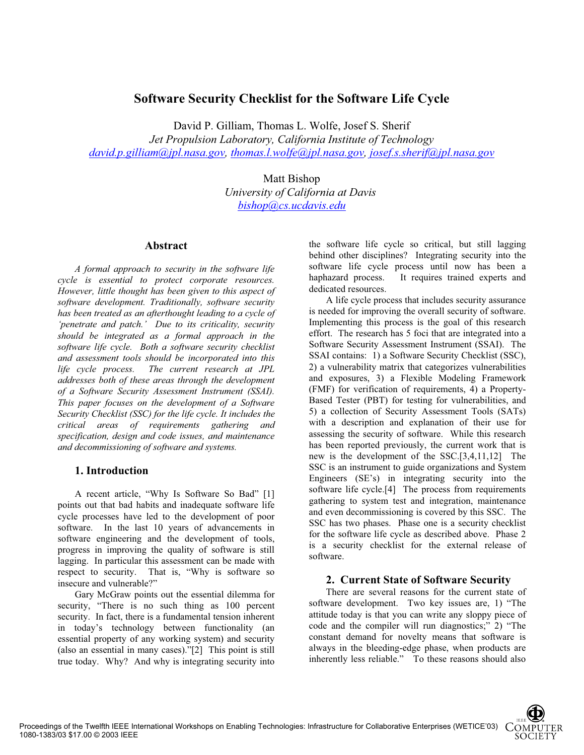# Software Security Checklist for the Software Life Cycle

David P. Gilliam, Thomas L. Wolfe, Josef S. Sherif
*Jet Propulsion Laboratory, California Institute of Technology*
david.p.gilliam@jpl.nasa.gov, thomas.l.wolfe@jpl.nasa.gov, josef.s.sherif@jpl.nasa.gov

Matt Bishop
*University of California at Davis*
bishop@cs.ucdavis.edu

## Abstract

*A formal approach to security in the software life cycle is essential to protect corporate resources. However, little thought has been given to this aspect of software development. Traditionally, software security has been treated as an afterthought leading to a cycle of 'penetrate and patch.' Due to its criticality, security should be integrated as a formal approach in the software life cycle. Both a software security checklist and assessment tools should be incorporated into this life cycle process. The current research at JPL addresses both of these areas through the development of a Software Security Assessment Instrument (SSAI). This paper focuses on the development of a Software Security Checklist (SSC) for the life cycle. It includes the critical areas of requirements gathering and specification, design and code issues, and maintenance and decommissioning of software and systems.*

## 1. Introduction

A recent article, "Why Is Software So Bad" [1] points out that bad habits and inadequate software life cycle processes have led to the development of poor software. In the last 10 years of advancements in software engineering and the development of tools, progress in improving the quality of software is still lagging. In particular this assessment can be made with respect to security. That is, "Why is software so insecure and vulnerable?"

Gary McGraw points out the essential dilemma for security, "There is no such thing as 100 percent security. In fact, there is a fundamental tension inherent in today's technology between functionality (an essential property of any working system) and security (also an essential in many cases)."[2] This point is still true today. Why? And why is integrating security into the software life cycle so critical, but still lagging behind other disciplines? Integrating security into the software life cycle process until now has been a haphazard process. It requires trained experts and dedicated resources.

A life cycle process that includes security assurance is needed for improving the overall security of software. Implementing this process is the goal of this research effort. The research has 5 foci that are integrated into a Software Security Assessment Instrument (SSAI). The SSAI contains: 1) a Software Security Checklist (SSC), 2) a vulnerability matrix that categorizes vulnerabilities and exposures, 3) a Flexible Modeling Framework (FMF) for verification of requirements, 4) a Property-Based Tester (PBT) for testing for vulnerabilities, and 5) a collection of Security Assessment Tools (SATs) with a description and explanation of their use for assessing the security of software. While this research has been reported previously, the current work that is new is the development of the SSC.[3,4,11,12] The SSC is an instrument to guide organizations and System Engineers (SE's) in integrating security into the software life cycle.[4] The process from requirements gathering to system test and integration, maintenance and even decommissioning is covered by this SSC. The SSC has two phases. Phase one is a security checklist for the software life cycle as described above. Phase 2 is a security checklist for the external release of software.

## 2. Current State of Software Security

There are several reasons for the current state of software development. Two key issues are, 1) "The attitude today is that you can write any sloppy piece of code and the compiler will run diagnostics;" 2) "The constant demand for novelty means that software is always in the bleeding-edge phase, when products are inherently less reliable." To these reasons should also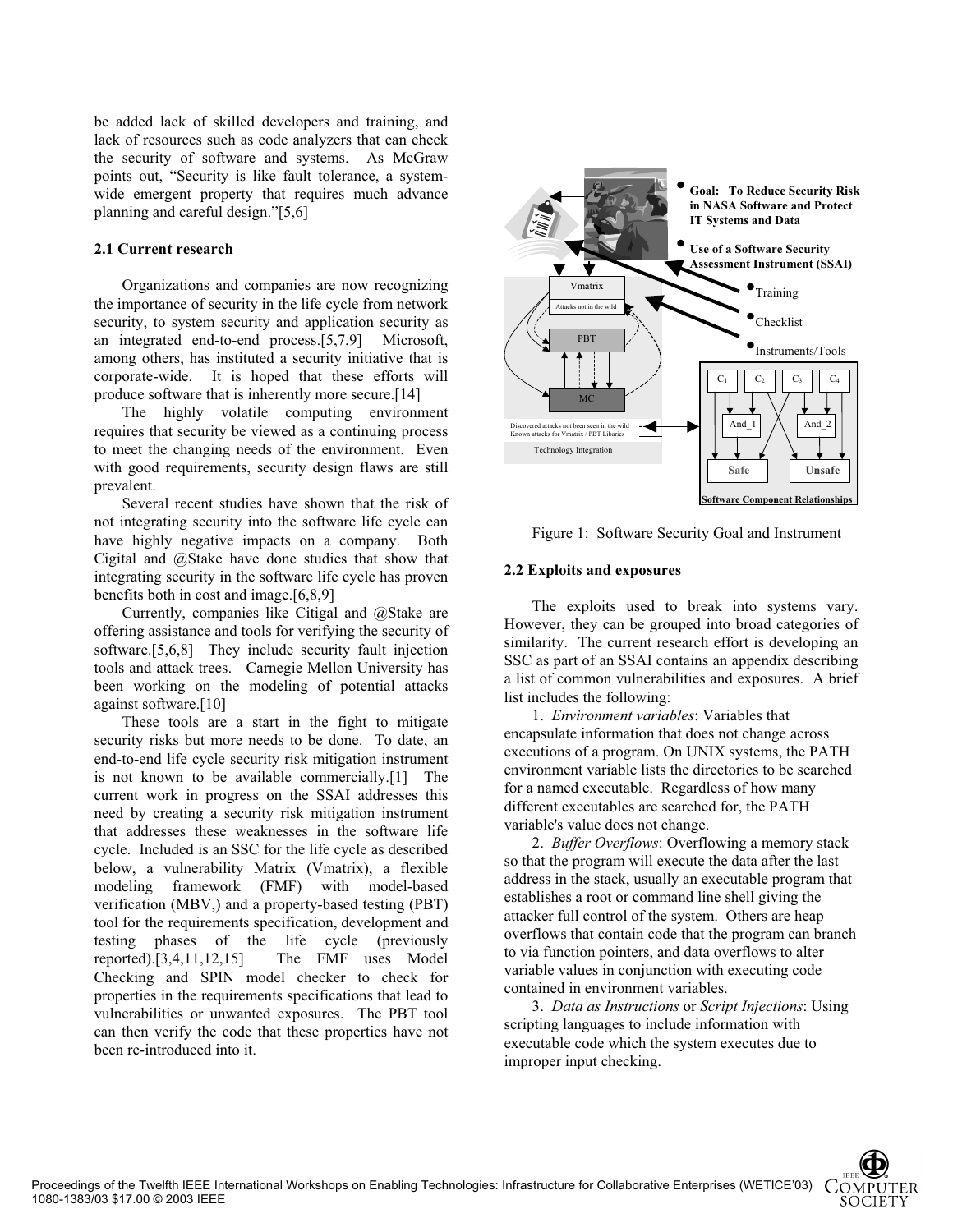be added lack of skilled developers and training, and lack of resources such as code analyzers that can check the security of software and systems. As McGraw points out, "Security is like fault tolerance, a system-wide emergent property that requires much advance planning and careful design."[5,6]

### 2.1 Current research

Organizations and companies are now recognizing the importance of security in the life cycle from network security, to system security and application security as an integrated end-to-end process.[5,7,9] Microsoft, among others, has instituted a security initiative that is corporate-wide. It is hoped that these efforts will produce software that is inherently more secure.[14]

The highly volatile computing environment requires that security be viewed as a continuing process to meet the changing needs of the environment. Even with good requirements, security design flaws are still prevalent.

Several recent studies have shown that the risk of not integrating security into the software life cycle can have highly negative impacts on a company. Both Cigital and @Stake have done studies that show that integrating security in the software life cycle has proven benefits both in cost and image.[6,8,9]

Currently, companies like Citigal and @Stake are offering assistance and tools for verifying the security of software.[5,6,8] They include security fault injection tools and attack trees. Carnegie Mellon University has been working on the modeling of potential attacks against software.[10]

These tools are a start in the fight to mitigate security risks but more needs to be done. To date, an end-to-end life cycle security risk mitigation instrument is not known to be available commercially.[1] The current work in progress on the SSAI addresses this need by creating a security risk mitigation instrument that addresses these weaknesses in the software life cycle. Included is an SSC for the life cycle as described below, a vulnerability Matrix (Vmatrix), a flexible modeling framework (FMF) with model-based verification (MBV,) and a property-based testing (PBT) tool for the requirements specification, development and testing phases of the life cycle (previously reported).[3,4,11,12,15] The FMF uses Model Checking and SPIN model checker to check for properties in the requirements specifications that lead to vulnerabilities or unwanted exposures. The PBT tool can then verify the code that these properties have not been re-introduced into it.

Figure 1: Software Security Goal and Instrument

### 2.2 Exploits and exposures

The exploits used to break into systems vary. However, they can be grouped into broad categories of similarity. The current research effort is developing an SSC as part of an SSAI contains an appendix describing a list of common vulnerabilities and exposures. A brief list includes the following:

1. *Environment variables*: Variables that encapsulate information that does not change across executions of a program. On UNIX systems, the PATH environment variable lists the directories to be searched for a named executable. Regardless of how many different executables are searched for, the PATH variable's value does not change.

2. *Buffer Overflows*: Overflowing a memory stack so that the program will execute the data after the last address in the stack, usually an executable program that establishes a root or command line shell giving the attacker full control of the system. Others are heap overflows that contain code that the program can branch to via function pointers, and data overflows to alter variable values in conjunction with executing code contained in environment variables.

3. *Data as Instructions* or *Script Injections*: Using scripting languages to include information with executable code which the system executes due to improper input checking.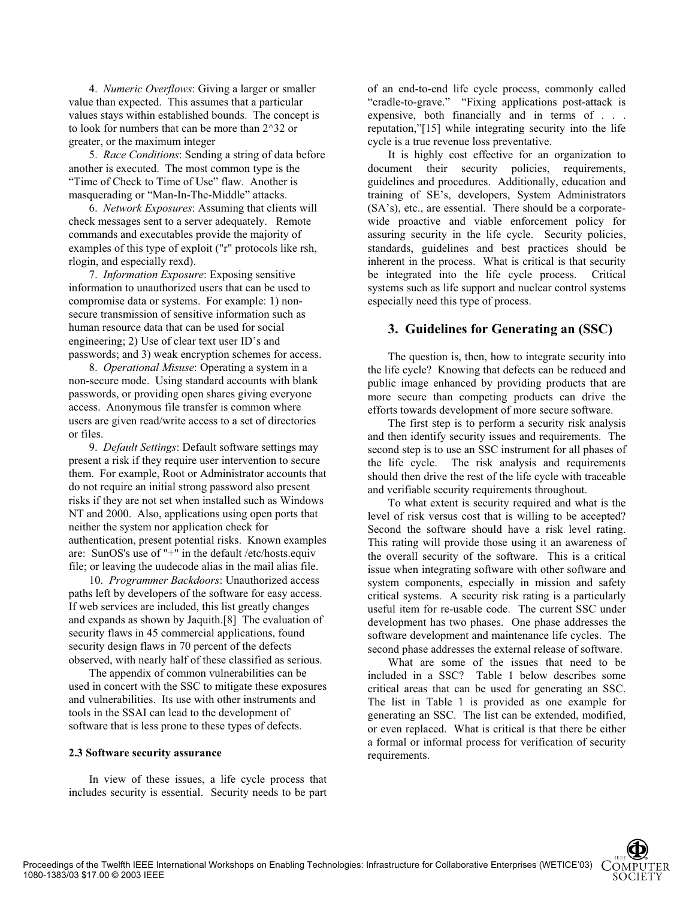4. *Numeric Overflows*: Giving a larger or smaller value than expected. This assumes that a particular values stays within established bounds. The concept is to look for numbers that can be more than 2^32 or greater, or the maximum integer

5. *Race Conditions*: Sending a string of data before another is executed. The most common type is the "Time of Check to Time of Use" flaw. Another is masquerading or "Man-In-The-Middle" attacks.

6. *Network Exposures*: Assuming that clients will check messages sent to a server adequately. Remote commands and executables provide the majority of examples of this type of exploit ("r" protocols like rsh, rlogin, and especially rexd).

7. *Information Exposure*: Exposing sensitive information to unauthorized users that can be used to compromise data or systems. For example: 1) non-secure transmission of sensitive information such as human resource data that can be used for social engineering; 2) Use of clear text user ID's and passwords; and 3) weak encryption schemes for access.

8. *Operational Misuse*: Operating a system in a non-secure mode. Using standard accounts with blank passwords, or providing open shares giving everyone access. Anonymous file transfer is common where users are given read/write access to a set of directories or files.

9. *Default Settings*: Default software settings may present a risk if they require user intervention to secure them. For example, Root or Administrator accounts that do not require an initial strong password also present risks if they are not set when installed such as Windows NT and 2000. Also, applications using open ports that neither the system nor application check for authentication, present potential risks. Known examples are: SunOS's use of "+" in the default /etc/hosts.equiv file; or leaving the uudecode alias in the mail alias file.

10. *Programmer Backdoors*: Unauthorized access paths left by developers of the software for easy access. If web services are included, this list greatly changes and expands as shown by Jaquith.[8] The evaluation of security flaws in 45 commercial applications, found security design flaws in 70 percent of the defects observed, with nearly half of these classified as serious.

The appendix of common vulnerabilities can be used in concert with the SSC to mitigate these exposures and vulnerabilities. Its use with other instruments and tools in the SSAI can lead to the development of software that is less prone to these types of defects.

#### 2.3 Software security assurance

In view of these issues, a life cycle process that includes security is essential. Security needs to be part of an end-to-end life cycle process, commonly called "cradle-to-grave." "Fixing applications post-attack is expensive, both financially and in terms of . . . reputation,"[15] while integrating security into the life cycle is a true revenue loss preventative.

It is highly cost effective for an organization to document their security policies, requirements, guidelines and procedures. Additionally, education and training of SE's, developers, System Administrators (SA's), etc., are essential. There should be a corporate-wide proactive and viable enforcement policy for assuring security in the life cycle. Security policies, standards, guidelines and best practices should be inherent in the process. What is critical is that security be integrated into the life cycle process. Critical systems such as life support and nuclear control systems especially need this type of process.

## 3. Guidelines for Generating an (SSC)

The question is, then, how to integrate security into the life cycle? Knowing that defects can be reduced and public image enhanced by providing products that are more secure than competing products can drive the efforts towards development of more secure software.

The first step is to perform a security risk analysis and then identify security issues and requirements. The second step is to use an SSC instrument for all phases of the life cycle. The risk analysis and requirements should then drive the rest of the life cycle with traceable and verifiable security requirements throughout.

To what extent is security required and what is the level of risk versus cost that is willing to be accepted? Second the software should have a risk level rating. This rating will provide those using it an awareness of the overall security of the software. This is a critical issue when integrating software with other software and system components, especially in mission and safety critical systems. A security risk rating is a particularly useful item for re-usable code. The current SSC under development has two phases. One phase addresses the software development and maintenance life cycles. The second phase addresses the external release of software.

What are some of the issues that need to be included in a SSC? Table 1 below describes some critical areas that can be used for generating an SSC. The list in Table 1 is provided as one example for generating an SSC. The list can be extended, modified, or even replaced. What is critical is that there be either a formal or informal process for verification of security requirements.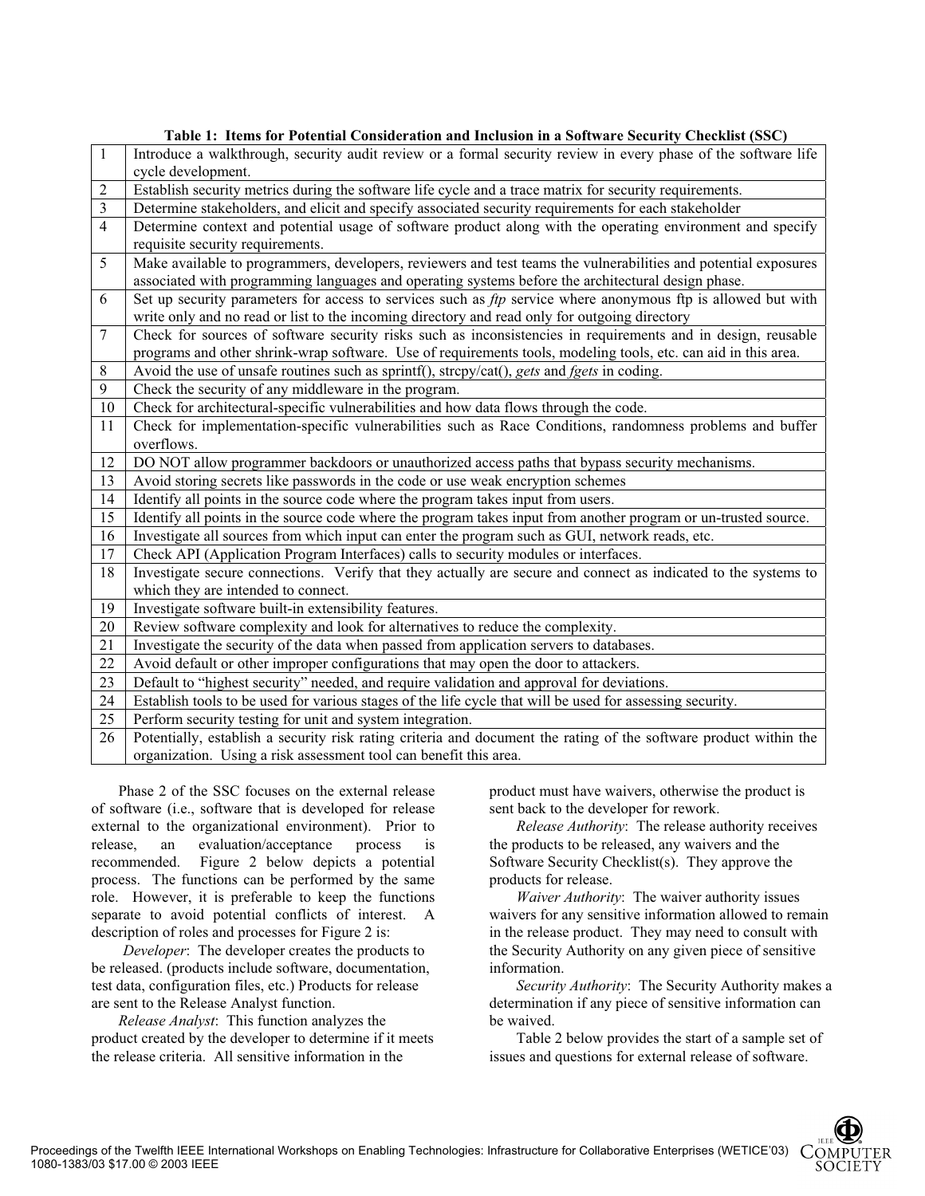**Table 1: Items for Potential Consideration and Inclusion in a Software Security Checklist (SSC)**

| # | Item |
|---|---|
| 1 | Introduce a walkthrough, security audit review or a formal security review in every phase of the software life cycle development. |
| 2 | Establish security metrics during the software life cycle and a trace matrix for security requirements. |
| 3 | Determine stakeholders, and elicit and specify associated security requirements for each stakeholder |
| 4 | Determine context and potential usage of software product along with the operating environment and specify requisite security requirements. |
| 5 | Make available to programmers, developers, reviewers and test teams the vulnerabilities and potential exposures associated with programming languages and operating systems before the architectural design phase. |
| 6 | Set up security parameters for access to services such as *ftp* service where anonymous ftp is allowed but with write only and no read or list to the incoming directory and read only for outgoing directory |
| 7 | Check for sources of software security risks such as inconsistencies in requirements and in design, reusable programs and other shrink-wrap software. Use of requirements tools, modeling tools, etc. can aid in this area. |
| 8 | Avoid the use of unsafe routines such as sprintf(), strcpy/cat(), *gets* and *fgets* in coding. |
| 9 | Check the security of any middleware in the program. |
| 10 | Check for architectural-specific vulnerabilities and how data flows through the code. |
| 11 | Check for implementation-specific vulnerabilities such as Race Conditions, randomness problems and buffer overflows. |
| 12 | DO NOT allow programmer backdoors or unauthorized access paths that bypass security mechanisms. |
| 13 | Avoid storing secrets like passwords in the code or use weak encryption schemes |
| 14 | Identify all points in the source code where the program takes input from users. |
| 15 | Identify all points in the source code where the program takes input from another program or un-trusted source. |
| 16 | Investigate all sources from which input can enter the program such as GUI, network reads, etc. |
| 17 | Check API (Application Program Interfaces) calls to security modules or interfaces. |
| 18 | Investigate secure connections. Verify that they actually are secure and connect as indicated to the systems to which they are intended to connect. |
| 19 | Investigate software built-in extensibility features. |
| 20 | Review software complexity and look for alternatives to reduce the complexity. |
| 21 | Investigate the security of the data when passed from application servers to databases. |
| 22 | Avoid default or other improper configurations that may open the door to attackers. |
| 23 | Default to "highest security" needed, and require validation and approval for deviations. |
| 24 | Establish tools to be used for various stages of the life cycle that will be used for assessing security. |
| 25 | Perform security testing for unit and system integration. |
| 26 | Potentially, establish a security risk rating criteria and document the rating of the software product within the organization. Using a risk assessment tool can benefit this area. |

Phase 2 of the SSC focuses on the external release of software (i.e., software that is developed for release external to the organizational environment). Prior to release, an evaluation/acceptance process is recommended. Figure 2 below depicts a potential process. The functions can be performed by the same role. However, it is preferable to keep the functions separate to avoid potential conflicts of interest. A description of roles and processes for Figure 2 is:

*Developer*: The developer creates the products to be released. (products include software, documentation, test data, configuration files, etc.) Products for release are sent to the Release Analyst function.

*Release Analyst*: This function analyzes the product created by the developer to determine if it meets the release criteria. All sensitive information in the product must have waivers, otherwise the product is sent back to the developer for rework.

*Release Authority*: The release authority receives the products to be released, any waivers and the Software Security Checklist(s). They approve the products for release.

*Waiver Authority*: The waiver authority issues waivers for any sensitive information allowed to remain in the release product. They may need to consult with the Security Authority on any given piece of sensitive information.

*Security Authority*: The Security Authority makes a determination if any piece of sensitive information can be waived.

Table 2 below provides the start of a sample set of issues and questions for external release of software.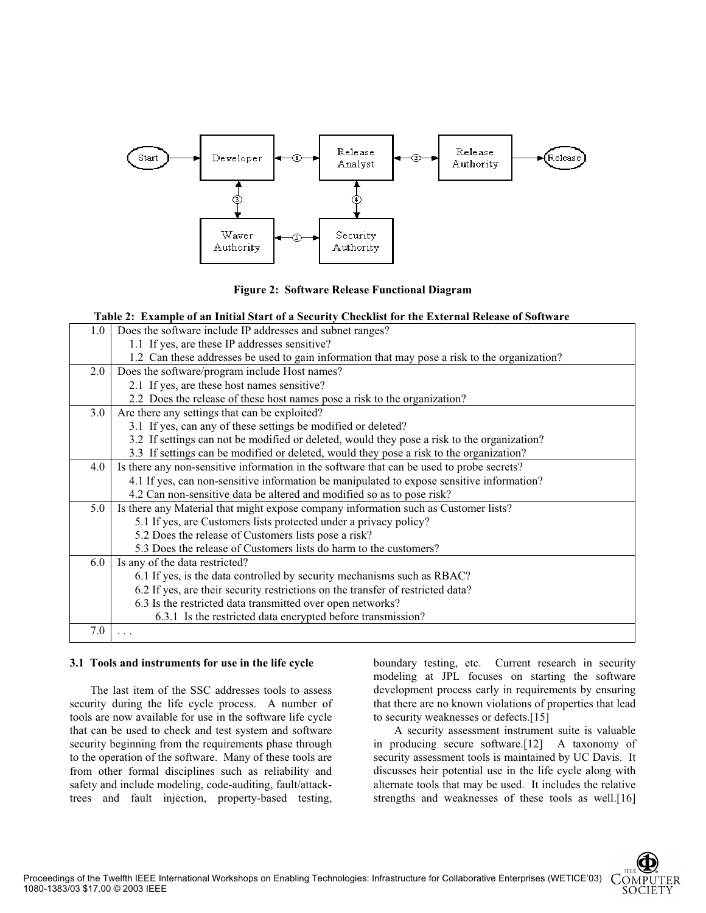Figure 2: Software Release Functional Diagram

**Table 2: Example of an Initial Start of a Security Checklist for the External Release of Software**

| | |
|---|---|
| 1.0 | Does the software include IP addresses and subnet ranges?<br>1.1 If yes, are these IP addresses sensitive?<br>1.2 Can these addresses be used to gain information that may pose a risk to the organization? |
| 2.0 | Does the software/program include Host names?<br>2.1 If yes, are these host names sensitive?<br>2.2 Does the release of these host names pose a risk to the organization? |
| 3.0 | Are there any settings that can be exploited?<br>3.1 If yes, can any of these settings be modified or deleted?<br>3.2 If settings can not be modified or deleted, would they pose a risk to the organization?<br>3.3 If settings can be modified or deleted, would they pose a risk to the organization? |
| 4.0 | Is there any non-sensitive information in the software that can be used to probe secrets?<br>4.1 If yes, can non-sensitive information be manipulated to expose sensitive information?<br>4.2 Can non-sensitive data be altered and modified so as to pose risk? |
| 5.0 | Is there any Material that might expose company information such as Customer lists?<br>5.1 If yes, are Customers lists protected under a privacy policy?<br>5.2 Does the release of Customers lists pose a risk?<br>5.3 Does the release of Customers lists do harm to the customers? |
| 6.0 | Is any of the data restricted?<br>6.1 If yes, is the data controlled by security mechanisms such as RBAC?<br>6.2 If yes, are their security restrictions on the transfer of restricted data?<br>6.3 Is the restricted data transmitted over open networks?<br>6.3.1 Is the restricted data encrypted before transmission? |
| 7.0 | . . . |

### 3.1 Tools and instruments for use in the life cycle

The last item of the SSC addresses tools to assess security during the life cycle process. A number of tools are now available for use in the software life cycle that can be used to check and test system and software security beginning from the requirements phase through to the operation of the software. Many of these tools are from other formal disciplines such as reliability and safety and include modeling, code-auditing, fault/attack-trees and fault injection, property-based testing, boundary testing, etc. Current research in security modeling at JPL focuses on starting the software development process early in requirements by ensuring that there are no known violations of properties that lead to security weaknesses or defects.[15]

A security assessment instrument suite is valuable in producing secure software.[12] A taxonomy of security assessment tools is maintained by UC Davis. It discusses heir potential use in the life cycle along with alternate tools that may be used. It includes the relative strengths and weaknesses of these tools as well.[16]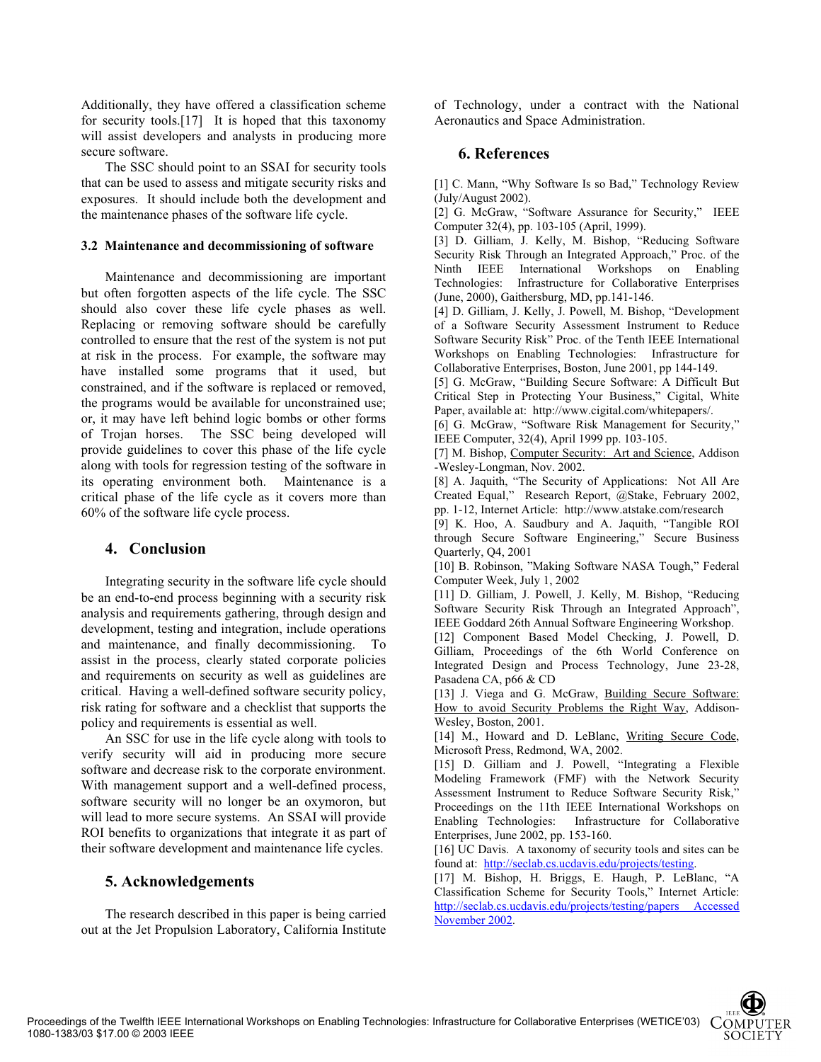Additionally, they have offered a classification scheme for security tools.[17] It is hoped that this taxonomy will assist developers and analysts in producing more secure software.

The SSC should point to an SSAI for security tools that can be used to assess and mitigate security risks and exposures. It should include both the development and the maintenance phases of the software life cycle.

### 3.2 Maintenance and decommissioning of software

Maintenance and decommissioning are important but often forgotten aspects of the life cycle. The SSC should also cover these life cycle phases as well. Replacing or removing software should be carefully controlled to ensure that the rest of the system is not put at risk in the process. For example, the software may have installed some programs that it used, but constrained, and if the software is replaced or removed, the programs would be available for unconstrained use; or, it may have left behind logic bombs or other forms of Trojan horses. The SSC being developed will provide guidelines to cover this phase of the life cycle along with tools for regression testing of the software in its operating environment both. Maintenance is a critical phase of the life cycle as it covers more than 60% of the software life cycle process.

## 4. Conclusion

Integrating security in the software life cycle should be an end-to-end process beginning with a security risk analysis and requirements gathering, through design and development, testing and integration, include operations and maintenance, and finally decommissioning. To assist in the process, clearly stated corporate policies and requirements on security as well as guidelines are critical. Having a well-defined software security policy, risk rating for software and a checklist that supports the policy and requirements is essential as well.

An SSC for use in the life cycle along with tools to verify security will aid in producing more secure software and decrease risk to the corporate environment. With management support and a well-defined process, software security will no longer be an oxymoron, but will lead to more secure systems. An SSAI will provide ROI benefits to organizations that integrate it as part of their software development and maintenance life cycles.

## 5. Acknowledgements

The research described in this paper is being carried out at the Jet Propulsion Laboratory, California Institute of Technology, under a contract with the National Aeronautics and Space Administration.

## 6. References

[1] C. Mann, "Why Software Is so Bad," Technology Review (July/August 2002).

[2] G. McGraw, "Software Assurance for Security," IEEE Computer 32(4), pp. 103-105 (April, 1999).

[3] D. Gilliam, J. Kelly, M. Bishop, "Reducing Software Security Risk Through an Integrated Approach," Proc. of the Ninth IEEE International Workshops on Enabling Technologies: Infrastructure for Collaborative Enterprises (June, 2000), Gaithersburg, MD, pp.141-146.

[4] D. Gilliam, J. Kelly, J. Powell, M. Bishop, "Development of a Software Security Assessment Instrument to Reduce Software Security Risk" Proc. of the Tenth IEEE International Workshops on Enabling Technologies: Infrastructure for Collaborative Enterprises, Boston, June 2001, pp 144-149.

[5] G. McGraw, "Building Secure Software: A Difficult But Critical Step in Protecting Your Business," Cigital, White Paper, available at: http://www.cigital.com/whitepapers/.

[6] G. McGraw, "Software Risk Management for Security," IEEE Computer, 32(4), April 1999 pp. 103-105.

[7] M. Bishop, Computer Security: Art and Science, Addison -Wesley-Longman, Nov. 2002.

[8] A. Jaquith, "The Security of Applications: Not All Are Created Equal," Research Report, @Stake, February 2002, pp. 1-12, Internet Article: http://www.atstake.com/research

[9] K. Hoo, A. Saudbury and A. Jaquith, "Tangible ROI through Secure Software Engineering," Secure Business Quarterly, Q4, 2001

[10] B. Robinson, "Making Software NASA Tough," Federal Computer Week, July 1, 2002

[11] D. Gilliam, J. Powell, J. Kelly, M. Bishop, "Reducing Software Security Risk Through an Integrated Approach", IEEE Goddard 26th Annual Software Engineering Workshop.

[12] Component Based Model Checking, J. Powell, D. Gilliam, Proceedings of the 6th World Conference on Integrated Design and Process Technology, June 23-28, Pasadena CA, p66 & CD

[13] J. Viega and G. McGraw, Building Secure Software: How to avoid Security Problems the Right Way, Addison-Wesley, Boston, 2001.

[14] M., Howard and D. LeBlanc, Writing Secure Code, Microsoft Press, Redmond, WA, 2002.

[15] D. Gilliam and J. Powell, "Integrating a Flexible Modeling Framework (FMF) with the Network Security Assessment Instrument to Reduce Software Security Risk," Proceedings on the 11th IEEE International Workshops on Enabling Technologies: Infrastructure for Collaborative Enterprises, June 2002, pp. 153-160.

[16] UC Davis. A taxonomy of security tools and sites can be found at: http://seclab.cs.ucdavis.edu/projects/testing.

[17] M. Bishop, H. Briggs, E. Haugh, P. LeBlanc, "A Classification Scheme for Security Tools," Internet Article: http://seclab.cs.ucdavis.edu/projects/testing/papers Accessed November 2002.